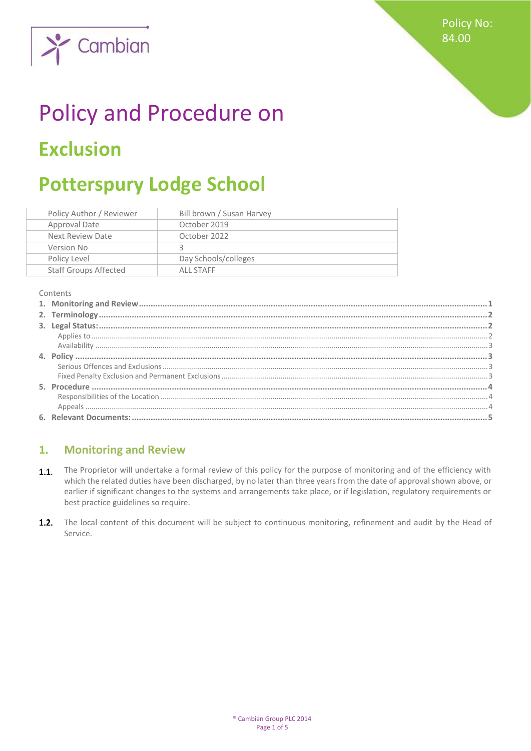Policy No: 84.00

# Policy and Procedure on

## Exclusion

## Potterspury Lodge School

| Policy Author / Reviewer | Bill brown / Susan Harvey |
|---|---|
| Approval Date | October 2019 |
| Next Review Date | October 2022 |
| Version No | 3 |
| Policy Level | Day Schools/colleges |
| Staff Groups Affected | ALL STAFF |

Contents

1. **Monitoring and Review** ..... 1
2. **Terminology** ..... 2
3. **Legal Status:** ..... 2
   - Applies to ..... 2
   - Availability ..... 3
4. **Policy** ..... 3
   - Serious Offences and Exclusions ..... 3
   - Fixed Penalty Exclusion and Permanent Exclusions ..... 3
5. **Procedure** ..... 4
   - Responsibilities of the Location ..... 4
   - Appeals ..... 4
6. **Relevant Documents:** ..... 5

## 1. Monitoring and Review

**1.1.** The Proprietor will undertake a formal review of this policy for the purpose of monitoring and of the efficiency with which the related duties have been discharged, by no later than three years from the date of approval shown above, or earlier if significant changes to the systems and arrangements take place, or if legislation, regulatory requirements or best practice guidelines so require.

**1.2.** The local content of this document will be subject to continuous monitoring, refinement and audit by the Head of Service.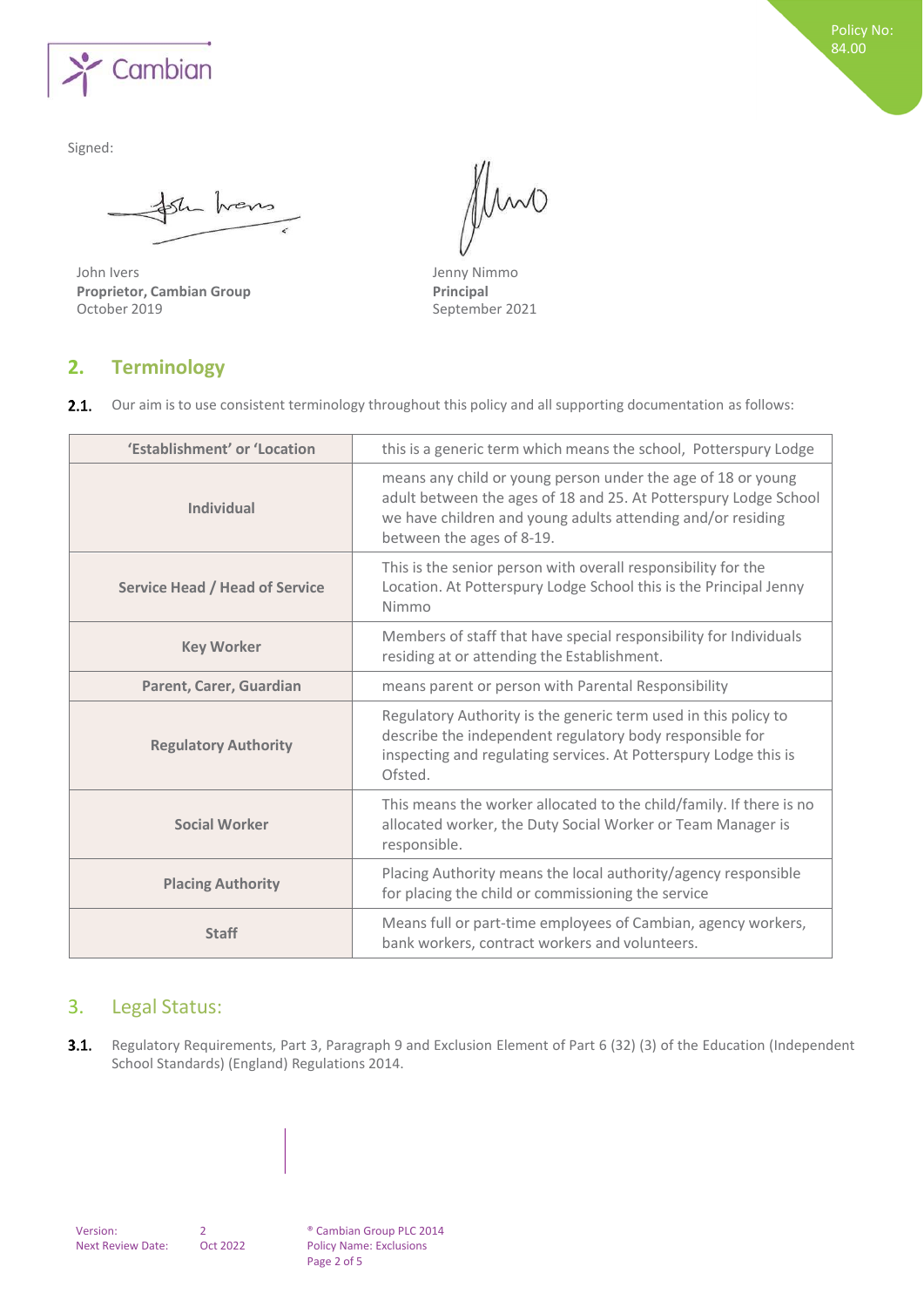Signed:

John Ivers
**Proprietor, Cambian Group**
October 2019

Jenny Nimmo
**Principal**
September 2021

## 2. Terminology

**2.1.** Our aim is to use consistent terminology throughout this policy and all supporting documentation as follows:

| | |
|---|---|
| **'Establishment' or 'Location** | this is a generic term which means the school, Potterspury Lodge |
| **Individual** | means any child or young person under the age of 18 or young adult between the ages of 18 and 25. At Potterspury Lodge School we have children and young adults attending and/or residing between the ages of 8-19. |
| **Service Head / Head of Service** | This is the senior person with overall responsibility for the Location. At Potterspury Lodge School this is the Principal Jenny Nimmo |
| **Key Worker** | Members of staff that have special responsibility for Individuals residing at or attending the Establishment. |
| **Parent, Carer, Guardian** | means parent or person with Parental Responsibility |
| **Regulatory Authority** | Regulatory Authority is the generic term used in this policy to describe the independent regulatory body responsible for inspecting and regulating services. At Potterspury Lodge this is Ofsted. |
| **Social Worker** | This means the worker allocated to the child/family. If there is no allocated worker, the Duty Social Worker or Team Manager is responsible. |
| **Placing Authority** | Placing Authority means the local authority/agency responsible for placing the child or commissioning the service |
| **Staff** | Means full or part-time employees of Cambian, agency workers, bank workers, contract workers and volunteers. |

## 3. Legal Status:

**3.1.** Regulatory Requirements, Part 3, Paragraph 9 and Exclusion Element of Part 6 (32) (3) of the Education (Independent School Standards) (England) Regulations 2014.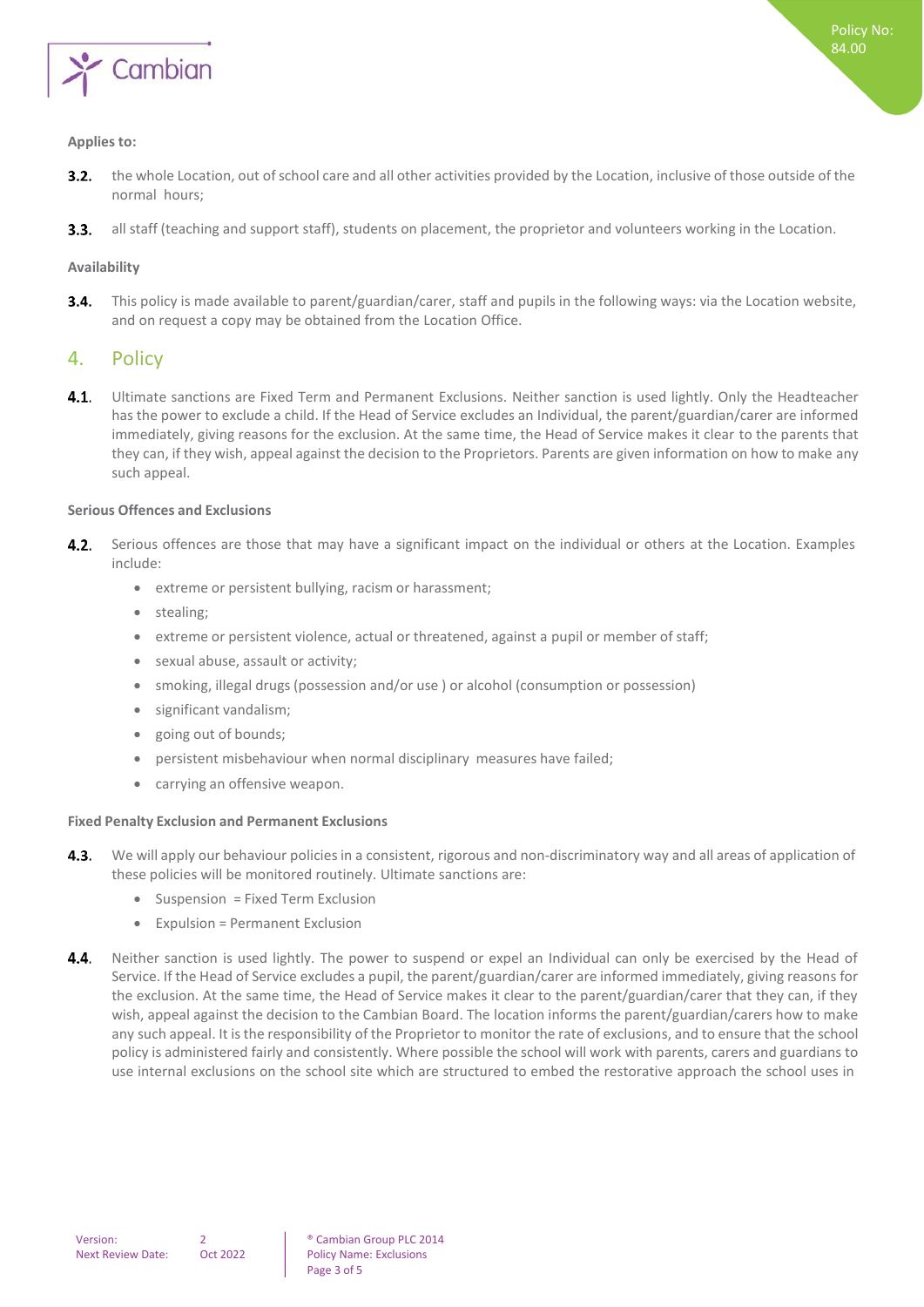**Applies to:**

**3.2.** the whole Location, out of school care and all other activities provided by the Location, inclusive of those outside of the normal hours;

**3.3.** all staff (teaching and support staff), students on placement, the proprietor and volunteers working in the Location.

**Availability**

**3.4.** This policy is made available to parent/guardian/carer, staff and pupils in the following ways: via the Location website, and on request a copy may be obtained from the Location Office.

## 4. Policy

**4.1.** Ultimate sanctions are Fixed Term and Permanent Exclusions. Neither sanction is used lightly. Only the Headteacher has the power to exclude a child. If the Head of Service excludes an Individual, the parent/guardian/carer are informed immediately, giving reasons for the exclusion. At the same time, the Head of Service makes it clear to the parents that they can, if they wish, appeal against the decision to the Proprietors. Parents are given information on how to make any such appeal.

**Serious Offences and Exclusions**

**4.2.** Serious offences are those that may have a significant impact on the individual or others at the Location. Examples include:

- extreme or persistent bullying, racism or harassment;
- stealing;
- extreme or persistent violence, actual or threatened, against a pupil or member of staff;
- sexual abuse, assault or activity;
- smoking, illegal drugs (possession and/or use ) or alcohol (consumption or possession)
- significant vandalism;
- going out of bounds;
- persistent misbehaviour when normal disciplinary measures have failed;
- carrying an offensive weapon.

**Fixed Penalty Exclusion and Permanent Exclusions**

**4.3.** We will apply our behaviour policies in a consistent, rigorous and non-discriminatory way and all areas of application of these policies will be monitored routinely. Ultimate sanctions are:

- Suspension = Fixed Term Exclusion
- Expulsion = Permanent Exclusion

**4.4.** Neither sanction is used lightly. The power to suspend or expel an Individual can only be exercised by the Head of Service. If the Head of Service excludes a pupil, the parent/guardian/carer are informed immediately, giving reasons for the exclusion. At the same time, the Head of Service makes it clear to the parent/guardian/carer that they can, if they wish, appeal against the decision to the Cambian Board. The location informs the parent/guardian/carers how to make any such appeal. It is the responsibility of the Proprietor to monitor the rate of exclusions, and to ensure that the school policy is administered fairly and consistently. Where possible the school will work with parents, carers and guardians to use internal exclusions on the school site which are structured to embed the restorative approach the school uses in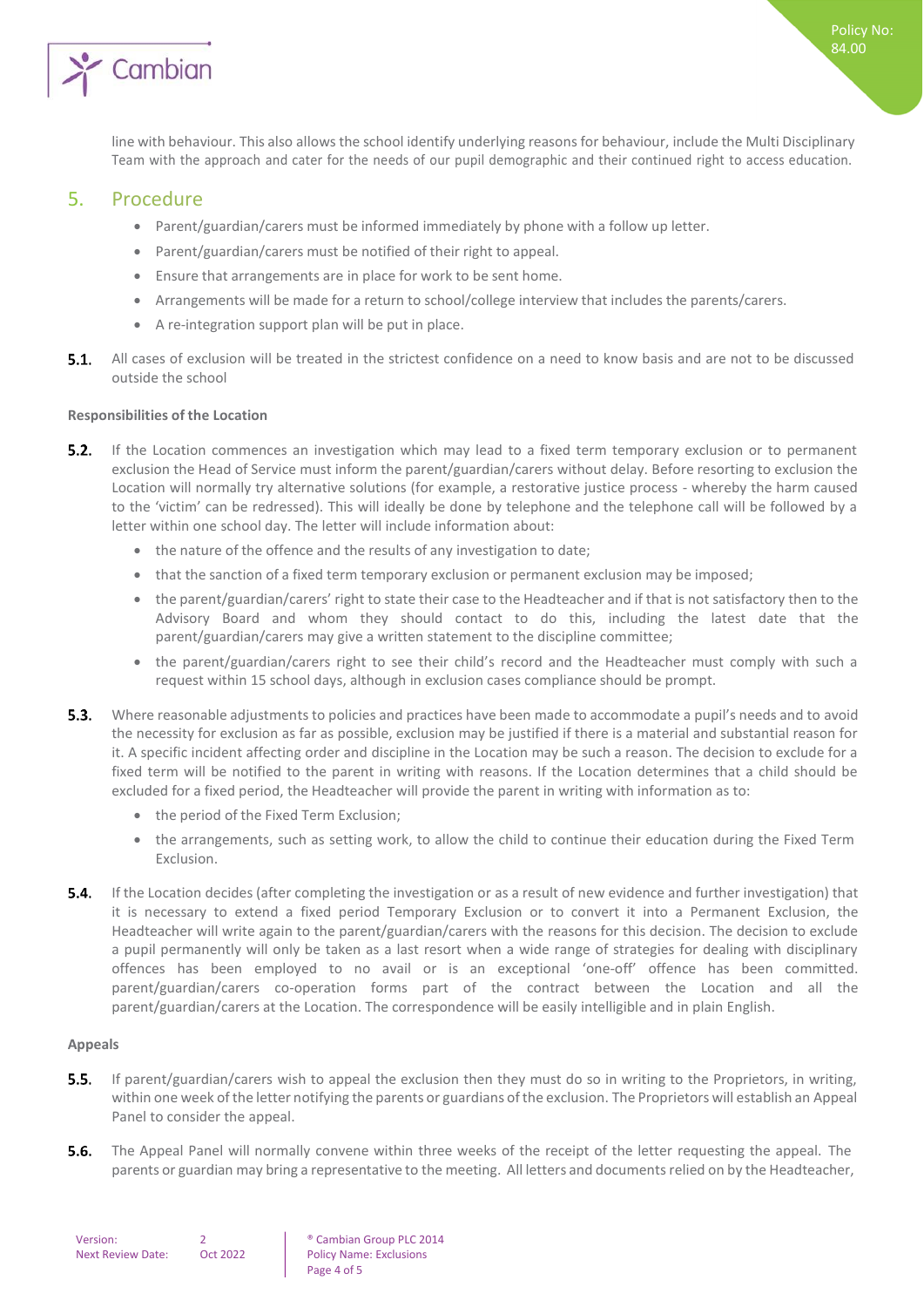line with behaviour. This also allows the school identify underlying reasons for behaviour, include the Multi Disciplinary Team with the approach and cater for the needs of our pupil demographic and their continued right to access education.

## 5. Procedure

- Parent/guardian/carers must be informed immediately by phone with a follow up letter.
- Parent/guardian/carers must be notified of their right to appeal.
- Ensure that arrangements are in place for work to be sent home.
- Arrangements will be made for a return to school/college interview that includes the parents/carers.
- A re-integration support plan will be put in place.

**5.1.** All cases of exclusion will be treated in the strictest confidence on a need to know basis and are not to be discussed outside the school

**Responsibilities of the Location**

**5.2.** If the Location commences an investigation which may lead to a fixed term temporary exclusion or to permanent exclusion the Head of Service must inform the parent/guardian/carers without delay. Before resorting to exclusion the Location will normally try alternative solutions (for example, a restorative justice process - whereby the harm caused to the 'victim' can be redressed). This will ideally be done by telephone and the telephone call will be followed by a letter within one school day. The letter will include information about:

- the nature of the offence and the results of any investigation to date;
- that the sanction of a fixed term temporary exclusion or permanent exclusion may be imposed;
- the parent/guardian/carers' right to state their case to the Headteacher and if that is not satisfactory then to the Advisory Board and whom they should contact to do this, including the latest date that the parent/guardian/carers may give a written statement to the discipline committee;
- the parent/guardian/carers right to see their child's record and the Headteacher must comply with such a request within 15 school days, although in exclusion cases compliance should be prompt.

**5.3.** Where reasonable adjustments to policies and practices have been made to accommodate a pupil's needs and to avoid the necessity for exclusion as far as possible, exclusion may be justified if there is a material and substantial reason for it. A specific incident affecting order and discipline in the Location may be such a reason. The decision to exclude for a fixed term will be notified to the parent in writing with reasons. If the Location determines that a child should be excluded for a fixed period, the Headteacher will provide the parent in writing with information as to:

- the period of the Fixed Term Exclusion;
- the arrangements, such as setting work, to allow the child to continue their education during the Fixed Term Exclusion.

**5.4.** If the Location decides (after completing the investigation or as a result of new evidence and further investigation) that it is necessary to extend a fixed period Temporary Exclusion or to convert it into a Permanent Exclusion, the Headteacher will write again to the parent/guardian/carers with the reasons for this decision. The decision to exclude a pupil permanently will only be taken as a last resort when a wide range of strategies for dealing with disciplinary offences has been employed to no avail or is an exceptional 'one-off' offence has been committed. parent/guardian/carers co-operation forms part of the contract between the Location and all the parent/guardian/carers at the Location. The correspondence will be easily intelligible and in plain English.

**Appeals**

**5.5.** If parent/guardian/carers wish to appeal the exclusion then they must do so in writing to the Proprietors, in writing, within one week of the letter notifying the parents or guardians of the exclusion. The Proprietors will establish an Appeal Panel to consider the appeal.

**5.6.** The Appeal Panel will normally convene within three weeks of the receipt of the letter requesting the appeal. The parents or guardian may bring a representative to the meeting. All letters and documents relied on by the Headteacher,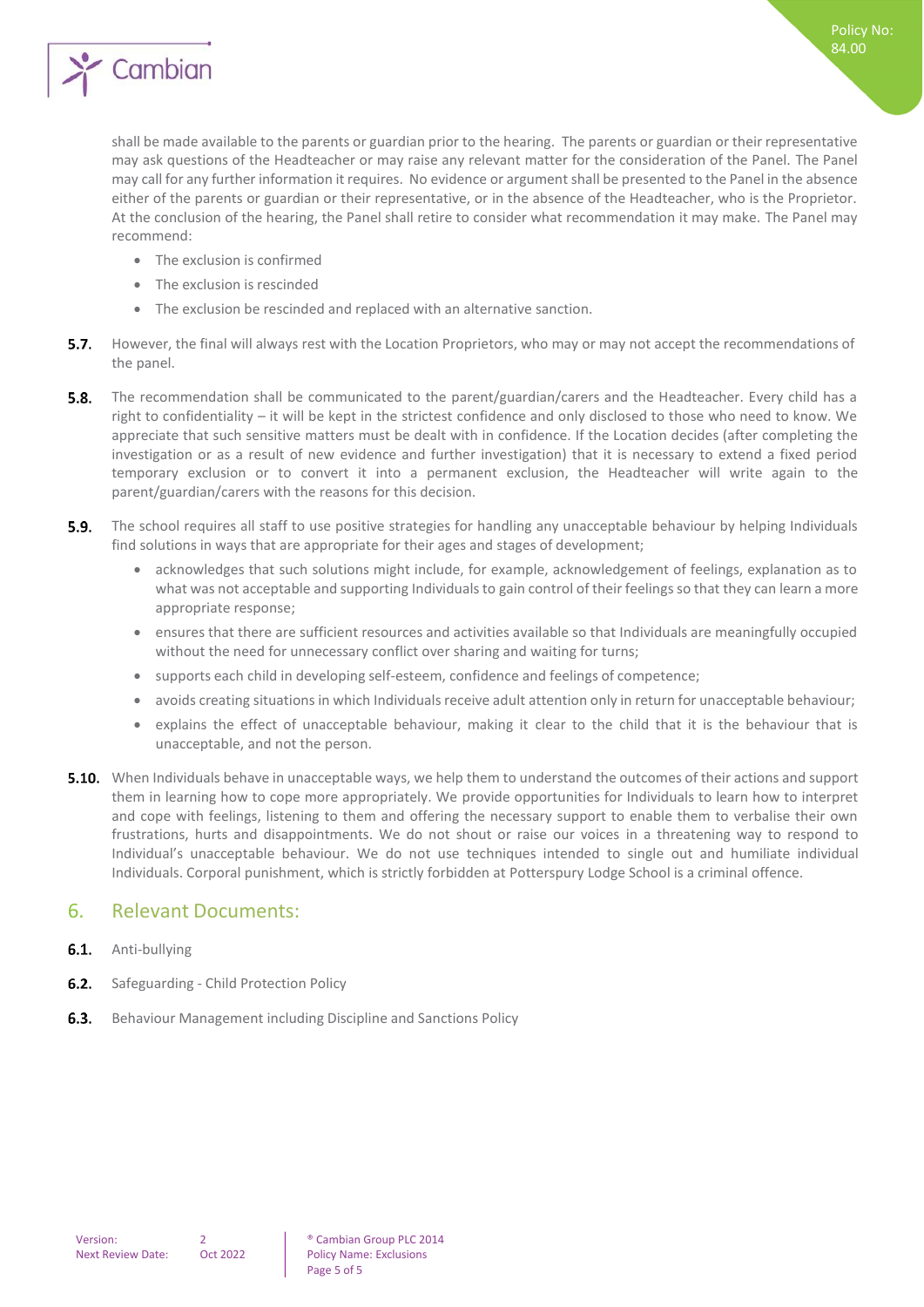shall be made available to the parents or guardian prior to the hearing. The parents or guardian or their representative may ask questions of the Headteacher or may raise any relevant matter for the consideration of the Panel. The Panel may call for any further information it requires. No evidence or argument shall be presented to the Panel in the absence either of the parents or guardian or their representative, or in the absence of the Headteacher, who is the Proprietor. At the conclusion of the hearing, the Panel shall retire to consider what recommendation it may make. The Panel may recommend:

- The exclusion is confirmed
- The exclusion is rescinded
- The exclusion be rescinded and replaced with an alternative sanction.

**5.7.** However, the final will always rest with the Location Proprietors, who may or may not accept the recommendations of the panel.

**5.8.** The recommendation shall be communicated to the parent/guardian/carers and the Headteacher. Every child has a right to confidentiality – it will be kept in the strictest confidence and only disclosed to those who need to know. We appreciate that such sensitive matters must be dealt with in confidence. If the Location decides (after completing the investigation or as a result of new evidence and further investigation) that it is necessary to extend a fixed period temporary exclusion or to convert it into a permanent exclusion, the Headteacher will write again to the parent/guardian/carers with the reasons for this decision.

**5.9.** The school requires all staff to use positive strategies for handling any unacceptable behaviour by helping Individuals find solutions in ways that are appropriate for their ages and stages of development;

- acknowledges that such solutions might include, for example, acknowledgement of feelings, explanation as to what was not acceptable and supporting Individuals to gain control of their feelings so that they can learn a more appropriate response;
- ensures that there are sufficient resources and activities available so that Individuals are meaningfully occupied without the need for unnecessary conflict over sharing and waiting for turns;
- supports each child in developing self-esteem, confidence and feelings of competence;
- avoids creating situations in which Individuals receive adult attention only in return for unacceptable behaviour;
- explains the effect of unacceptable behaviour, making it clear to the child that it is the behaviour that is unacceptable, and not the person.

**5.10.** When Individuals behave in unacceptable ways, we help them to understand the outcomes of their actions and support them in learning how to cope more appropriately. We provide opportunities for Individuals to learn how to interpret and cope with feelings, listening to them and offering the necessary support to enable them to verbalise their own frustrations, hurts and disappointments. We do not shout or raise our voices in a threatening way to respond to Individual's unacceptable behaviour. We do not use techniques intended to single out and humiliate individual Individuals. Corporal punishment, which is strictly forbidden at Potterspury Lodge School is a criminal offence.

## 6. Relevant Documents:

**6.1.** Anti-bullying

**6.2.** Safeguarding - Child Protection Policy

**6.3.** Behaviour Management including Discipline and Sanctions Policy